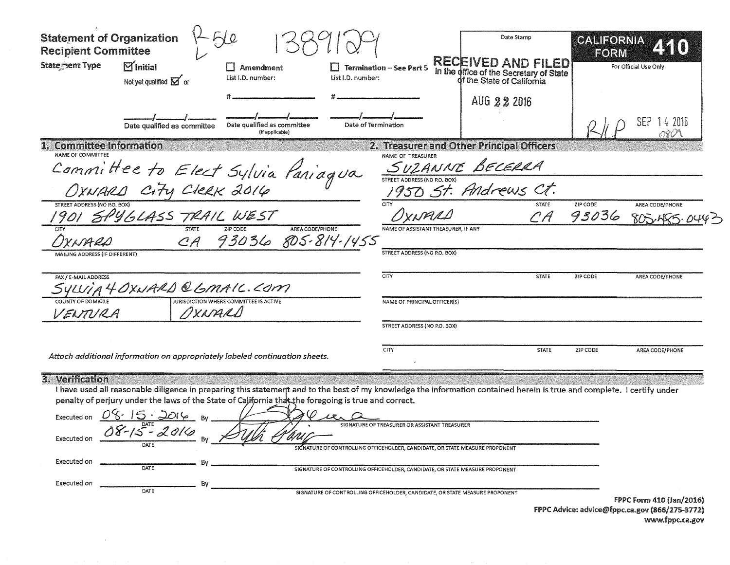# Statement of Organization Recipient Committee

R-56 1389129

**CALIFORNIA FORM 410**

For Official Use Only

Date Stamp

RECEIVED AND FILED in the office of the Secretary of State of the State of California

AUG 22 2016

R/LP SEP 14 2016

**Statement Type**

- [x] Initial — Not yet qualified [x] or ___/___/___ Date qualified as committee
- [ ] Amendment — List I.D. number: # ______ ___/___/___ Date qualified as committee (If applicable)
- [ ] Termination – See Part 5 — List I.D. number: # ______ ___/___/___ Date of Termination

## 1. Committee Information

NAME OF COMMITTEE
Committee to Elect Sylvia Paniagua OXNARD City Clerk 2016

STREET ADDRESS (NO P.O. BOX)
1901 SPYGLASS TRAIL WEST

| CITY | STATE | ZIP CODE | AREA CODE/PHONE |
|---|---|---|---|
| OXNARD | CA | 93036 | 805-814-1455 |

MAILING ADDRESS (IF DIFFERENT)

FAX / E-MAIL ADDRESS
Sylvia4OXNARD@GMAIL.COM

| COUNTY OF DOMICILE | JURISDICTION WHERE COMMITTEE IS ACTIVE |
|---|---|
| VENTURA | OXNARD |

*Attach additional information on appropriately labeled continuation sheets.*

## 2. Treasurer and Other Principal Officers

NAME OF TREASURER
SUZANNE BECERRA

STREET ADDRESS (NO P.O. BOX)
1950 St. Andrews Ct.

| CITY | STATE | ZIP CODE | AREA CODE/PHONE |
|---|---|---|---|
| OXNARD | CA | 93036 | 805-485-0443 |

NAME OF ASSISTANT TREASURER, IF ANY

STREET ADDRESS (NO P.O. BOX)

| CITY | STATE | ZIP CODE | AREA CODE/PHONE |
|---|---|---|---|
| | | | |

NAME OF PRINCIPAL OFFICER(S)

STREET ADDRESS (NO P.O. BOX)

| CITY | STATE | ZIP CODE | AREA CODE/PHONE |
|---|---|---|---|
| | | | |

## 3. Verification

I have used all reasonable diligence in preparing this statement and to the best of my knowledge the information contained herein is true and complete. I certify under penalty of perjury under the laws of the State of California that the foregoing is true and correct.

Executed on 08-15-2016 (DATE) By [signature] — SIGNATURE OF TREASURER OR ASSISTANT TREASURER

Executed on 08-15-2016 (DATE) By [signature] — SIGNATURE OF CONTROLLING OFFICEHOLDER, CANDIDATE, OR STATE MEASURE PROPONENT

Executed on ________ (DATE) By ________ — SIGNATURE OF CONTROLLING OFFICEHOLDER, CANDIDATE, OR STATE MEASURE PROPONENT

Executed on ________ (DATE) By ________ — SIGNATURE OF CONTROLLING OFFICEHOLDER, CANDIDATE, OR STATE MEASURE PROPONENT

**FPPC Form 410 (Jan/2016)**
**FPPC Advice: advice@fppc.ca.gov (866/275-3772)**
**www.fppc.ca.gov**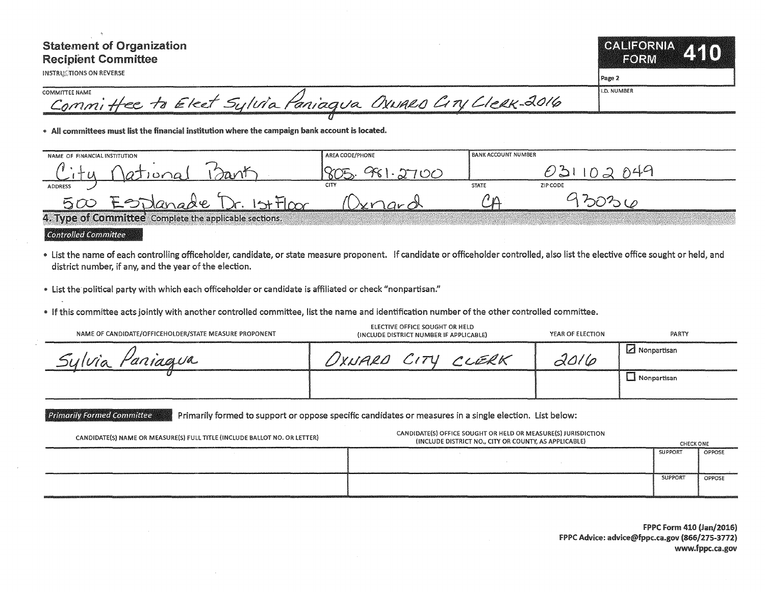# Statement of Organization Recipient Committee

INSTRUCTIONS ON REVERSE

**CALIFORNIA FORM 410**

Page 2

| COMMITTEE NAME | I.D. NUMBER |
|---|---|
| Committee to Elect Sylvia Paniagua Oxnard City Clerk-2016 | |

- **All committees must list the financial institution where the campaign bank account is located.**

| NAME OF FINANCIAL INSTITUTION | AREA CODE/PHONE | BANK ACCOUNT NUMBER | |
|---|---|---|---|
| City National Bank | 805-981-2700 | 031102049 | |
| **ADDRESS** | **CITY** | **STATE** | **ZIP CODE** |
| 500 Esplanade Dr. 1st Floor | Oxnard | CA | 93036 |

## 4. Type of Committee

Complete the applicable sections.

### *Controlled Committee*

- List the name of each controlling officeholder, candidate, or state measure proponent. If candidate or officeholder controlled, also list the elective office sought or held, and district number, if any, and the year of the election.
- List the political party with which each officeholder or candidate is affiliated or check "nonpartisan."
- If this committee acts jointly with another controlled committee, list the name and identification number of the other controlled committee.

| NAME OF CANDIDATE/OFFICEHOLDER/STATE MEASURE PROPONENT | ELECTIVE OFFICE SOUGHT OR HELD (INCLUDE DISTRICT NUMBER IF APPLICABLE) | YEAR OF ELECTION | PARTY |
|---|---|---|---|
| Sylvia Paniagua | OXNARD CITY CLERK | 2016 | ☑ Nonpartisan |
| | | | ☐ Nonpartisan |

### *Primarily Formed Committee*

Primarily formed to support or oppose specific candidates or measures in a single election. List below:

| CANDIDATE(S) NAME OR MEASURE(S) FULL TITLE (INCLUDE BALLOT NO. OR LETTER) | CANDIDATE(S) OFFICE SOUGHT OR HELD OR MEASURE(S) JURISDICTION (INCLUDE DISTRICT NO., CITY OR COUNTY, AS APPLICABLE) | CHECK ONE | |
|---|---|---|---|
| | | SUPPORT | OPPOSE |
| | | SUPPORT | OPPOSE |

**FPPC Form 410 (Jan/2016)**
**FPPC Advice: advice@fppc.ca.gov (866/275-3772)**
**www.fppc.ca.gov**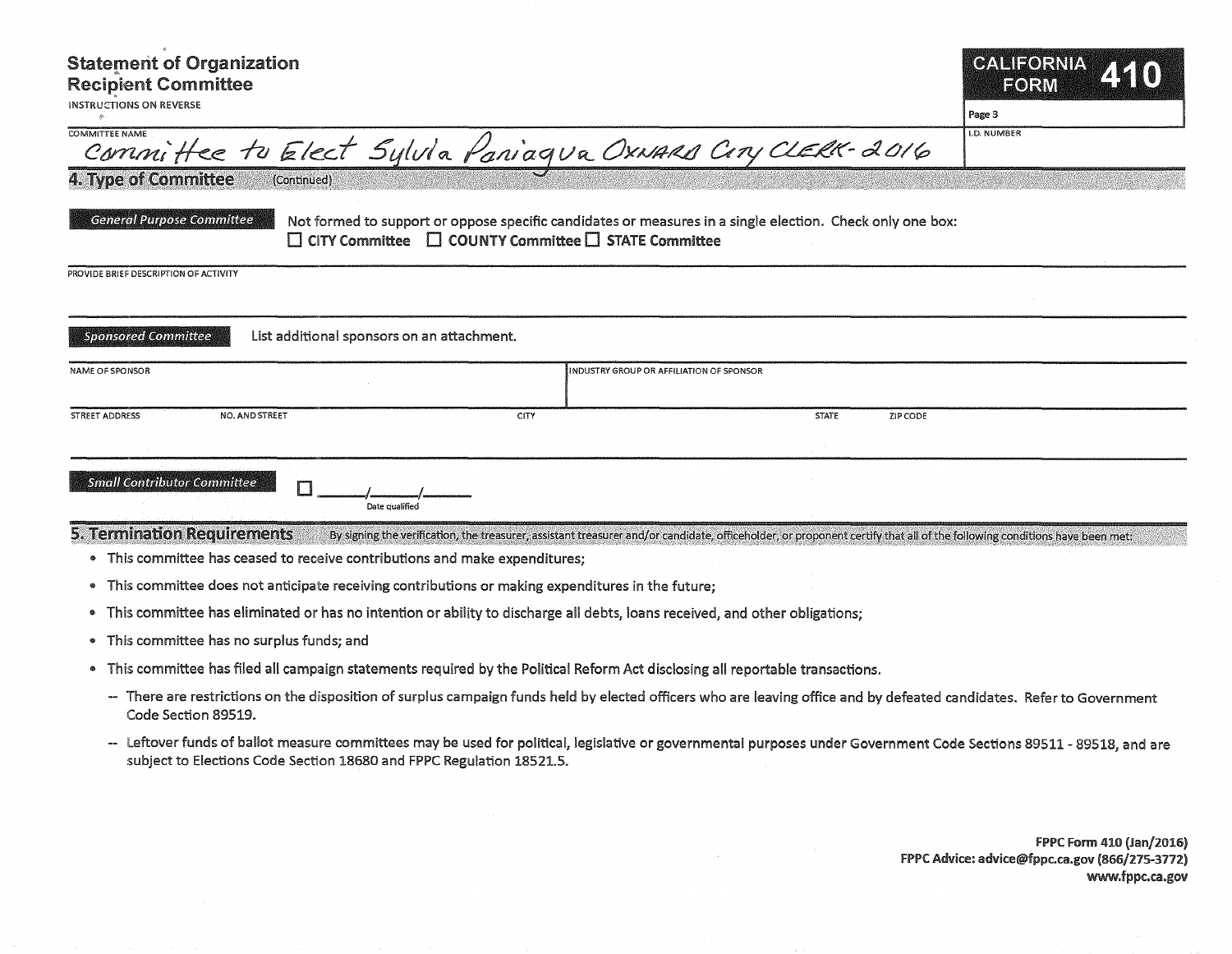# Statement of Organization Recipient Committee

INSTRUCTIONS ON REVERSE

**CALIFORNIA FORM 410**

Page 3

COMMITTEE NAME: Committee to Elect Sylvia Paniagua Oxnard City Clerk - 2016

I.D. NUMBER:

## 4. Type of Committee (Continued)

**General Purpose Committee** Not formed to support or oppose specific candidates or measures in a single election. Check only one box:

☐ **CITY Committee** ☐ **COUNTY Committee** ☐ **STATE Committee**

PROVIDE BRIEF DESCRIPTION OF ACTIVITY

**Sponsored Committee** List additional sponsors on an attachment.

| NAME OF SPONSOR | INDUSTRY GROUP OR AFFILIATION OF SPONSOR |
|---|---|
| | |

| STREET ADDRESS NO. AND STREET | CITY | STATE | ZIP CODE |
|---|---|---|---|
| | | | |

**Small Contributor Committee** ☐ \_\_\_\_/\_\_\_\_/\_\_\_\_ Date qualified

## 5. Termination Requirements

By signing the verification, the treasurer, assistant treasurer and/or candidate, officeholder, or proponent certify that all of the following conditions have been met:

- This committee has ceased to receive contributions and make expenditures;
- This committee does not anticipate receiving contributions or making expenditures in the future;
- This committee has eliminated or has no intention or ability to discharge all debts, loans received, and other obligations;
- This committee has no surplus funds; and
- This committee has filed all campaign statements required by the Political Reform Act disclosing all reportable transactions.
  - -- There are restrictions on the disposition of surplus campaign funds held by elected officers who are leaving office and by defeated candidates. Refer to Government Code Section 89519.
  - -- Leftover funds of ballot measure committees may be used for political, legislative or governmental purposes under Government Code Sections 89511 - 89518, and are subject to Elections Code Section 18680 and FPPC Regulation 18521.5.

FPPC Form 410 (Jan/2016)
FPPC Advice: advice@fppc.ca.gov (866/275-3772)
www.fppc.ca.gov